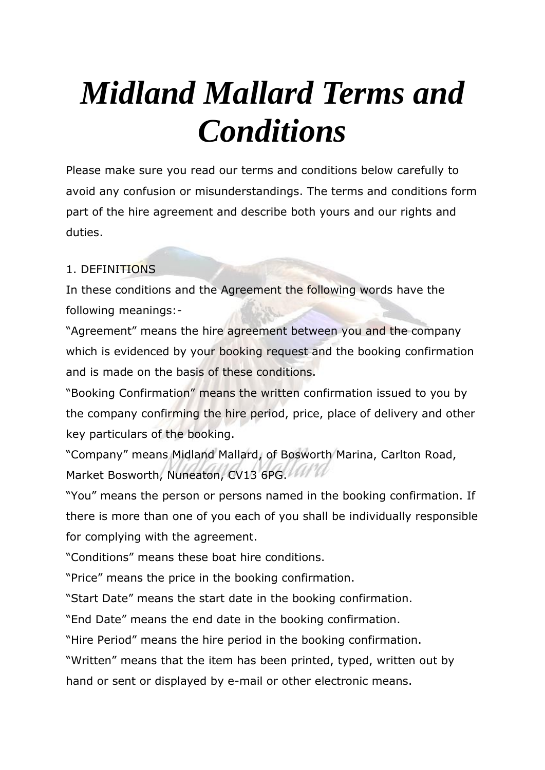# *Midland Mallard Terms and Conditions*

Please make sure you read our terms and conditions below carefully to avoid any confusion or misunderstandings. The terms and conditions form part of the hire agreement and describe both yours and our rights and duties.

1. DEFINITIONS

In these conditions and the Agreement the following words have the following meanings:-

“Agreement” means the hire agreement between you and the company which is evidenced by your booking request and the booking confirmation and is made on the basis of these conditions.

“Booking Confirmation” means the written confirmation issued to you by the company confirming the hire period, price, place of delivery and other key particulars of the booking.

“Company” means Midland Mallard, of Bosworth Marina, Carlton Road, Market Bosworth, Nuneaton, CV13 6PG.

“You” means the person or persons named in the booking confirmation. If there is more than one of you each of you shall be individually responsible for complying with the agreement.

“Conditions” means these boat hire conditions.

“Price” means the price in the booking confirmation.

“Start Date” means the start date in the booking confirmation.

“End Date” means the end date in the booking confirmation.

“Hire Period” means the hire period in the booking confirmation.

“Written” means that the item has been printed, typed, written out by hand or sent or displayed by e-mail or other electronic means.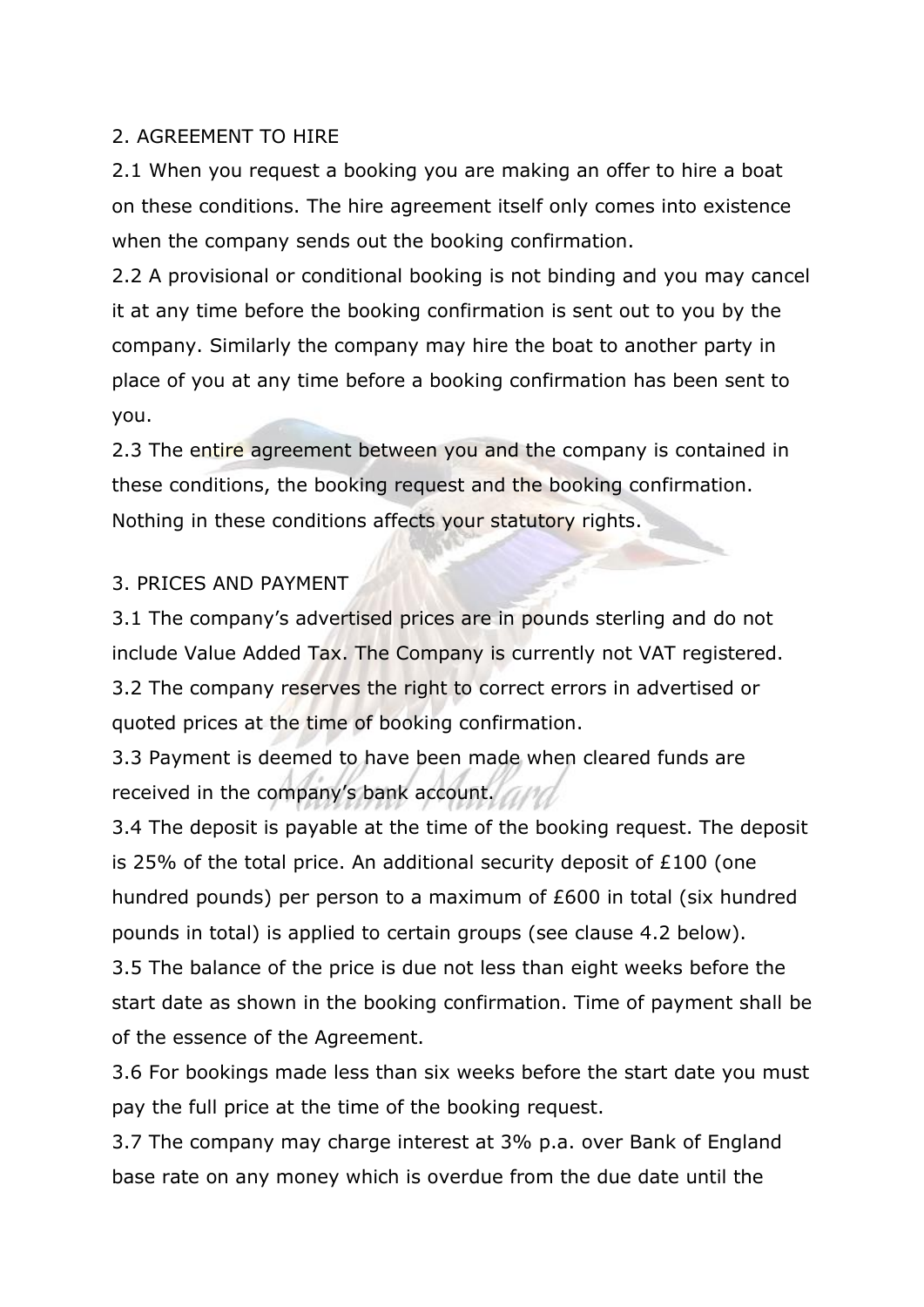## 2. AGREEMENT TO HIRE

2.1 When you request a booking you are making an offer to hire a boat on these conditions. The hire agreement itself only comes into existence when the company sends out the booking confirmation.

2.2 A provisional or conditional booking is not binding and you may cancel it at any time before the booking confirmation is sent out to you by the company. Similarly the company may hire the boat to another party in place of you at any time before a booking confirmation has been sent to you.

2.3 The entire agreement between you and the company is contained in these conditions, the booking request and the booking confirmation. Nothing in these conditions affects your statutory rights.

## 3. PRICES AND PAYMENT

3.1 The company's advertised prices are in pounds sterling and do not include Value Added Tax. The Company is currently not VAT registered.

3.2 The company reserves the right to correct errors in advertised or quoted prices at the time of booking confirmation.

3.3 Payment is deemed to have been made when cleared funds are received in the company's bank account.

3.4 The deposit is payable at the time of the booking request. The deposit is 25% of the total price. An additional security deposit of £100 (one hundred pounds) per person to a maximum of £600 in total (six hundred pounds in total) is applied to certain groups (see clause 4.2 below).

3.5 The balance of the price is due not less than eight weeks before the start date as shown in the booking confirmation. Time of payment shall be of the essence of the Agreement.

3.6 For bookings made less than six weeks before the start date you must pay the full price at the time of the booking request.

3.7 The company may charge interest at 3% p.a. over Bank of England base rate on any money which is overdue from the due date until the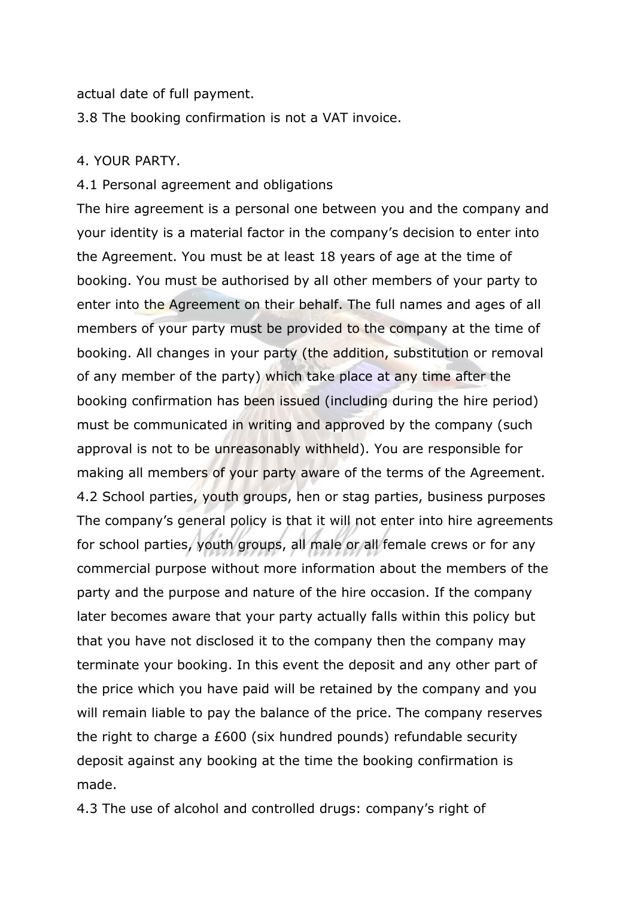actual date of full payment.

3.8 The booking confirmation is not a VAT invoice.

4. YOUR PARTY.

4.1 Personal agreement and obligations

The hire agreement is a personal one between you and the company and your identity is a material factor in the company's decision to enter into the Agreement. You must be at least 18 years of age at the time of booking. You must be authorised by all other members of your party to enter into the Agreement on their behalf. The full names and ages of all members of your party must be provided to the company at the time of booking. All changes in your party (the addition, substitution or removal of any member of the party) which take place at any time after the booking confirmation has been issued (including during the hire period) must be communicated in writing and approved by the company (such approval is not to be unreasonably withheld). You are responsible for making all members of your party aware of the terms of the Agreement.

4.2 School parties, youth groups, hen or stag parties, business purposes

The company's general policy is that it will not enter into hire agreements for school parties, youth groups, all male or all female crews or for any commercial purpose without more information about the members of the party and the purpose and nature of the hire occasion. If the company later becomes aware that your party actually falls within this policy but that you have not disclosed it to the company then the company may terminate your booking. In this event the deposit and any other part of the price which you have paid will be retained by the company and you will remain liable to pay the balance of the price. The company reserves the right to charge a £600 (six hundred pounds) refundable security deposit against any booking at the time the booking confirmation is made.

4.3 The use of alcohol and controlled drugs: company's right of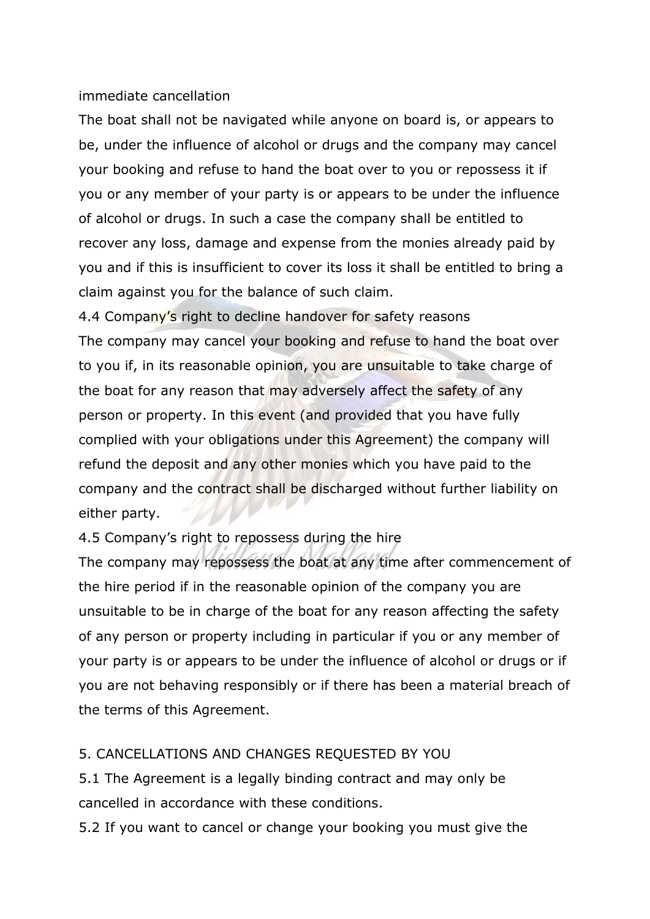immediate cancellation

The boat shall not be navigated while anyone on board is, or appears to be, under the influence of alcohol or drugs and the company may cancel your booking and refuse to hand the boat over to you or repossess it if you or any member of your party is or appears to be under the influence of alcohol or drugs. In such a case the company shall be entitled to recover any loss, damage and expense from the monies already paid by you and if this is insufficient to cover its loss it shall be entitled to bring a claim against you for the balance of such claim.

4.4 Company's right to decline handover for safety reasons

The company may cancel your booking and refuse to hand the boat over to you if, in its reasonable opinion, you are unsuitable to take charge of the boat for any reason that may adversely affect the safety of any person or property. In this event (and provided that you have fully complied with your obligations under this Agreement) the company will refund the deposit and any other monies which you have paid to the company and the contract shall be discharged without further liability on either party.

4.5 Company's right to repossess during the hire

The company may repossess the boat at any time after commencement of the hire period if in the reasonable opinion of the company you are unsuitable to be in charge of the boat for any reason affecting the safety of any person or property including in particular if you or any member of your party is or appears to be under the influence of alcohol or drugs or if you are not behaving responsibly or if there has been a material breach of the terms of this Agreement.

5. CANCELLATIONS AND CHANGES REQUESTED BY YOU

5.1 The Agreement is a legally binding contract and may only be cancelled in accordance with these conditions.

5.2 If you want to cancel or change your booking you must give the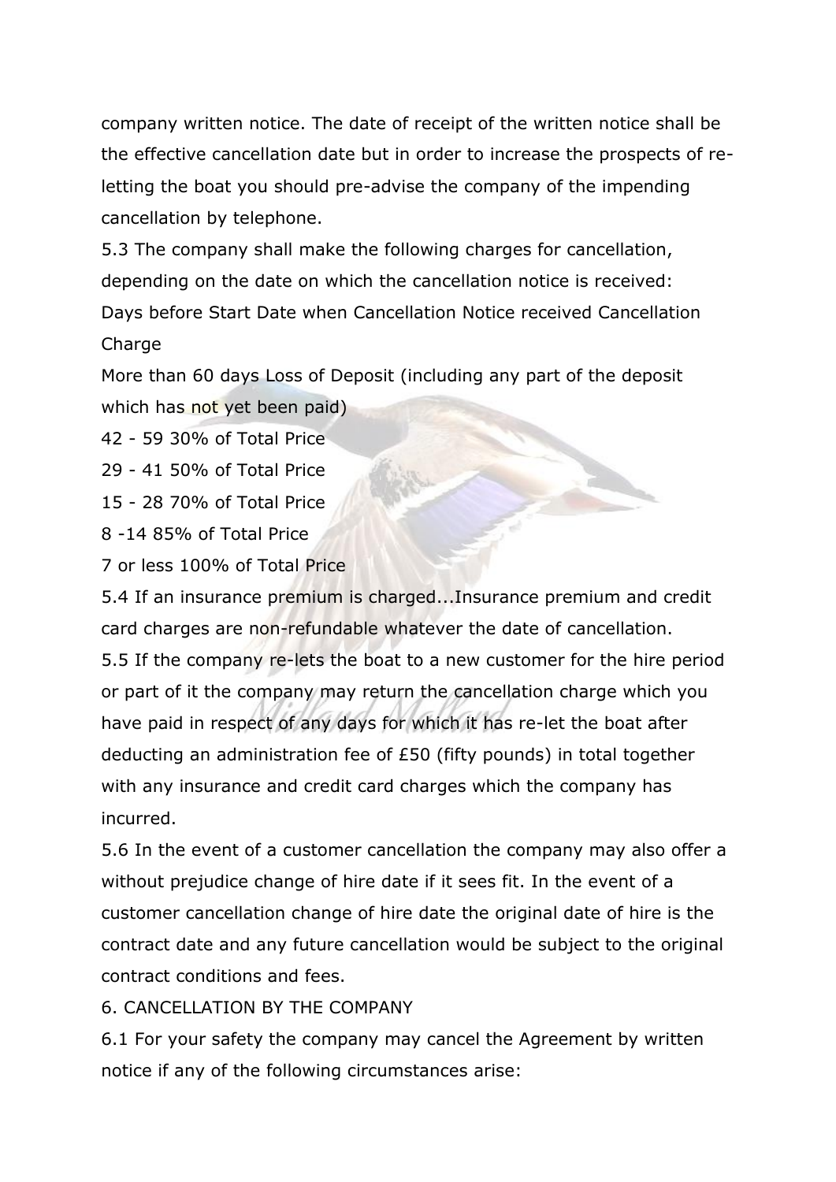company written notice. The date of receipt of the written notice shall be the effective cancellation date but in order to increase the prospects of re-letting the boat you should pre-advise the company of the impending cancellation by telephone.

5.3 The company shall make the following charges for cancellation, depending on the date on which the cancellation notice is received:

| Days before Start Date when Cancellation Notice received | Cancellation Charge |
|---|---|
| More than 60 days | Loss of Deposit (including any part of the deposit which has not yet been paid) |
| 42 - 59 | 30% of Total Price |
| 29 - 41 | 50% of Total Price |
| 15 - 28 | 70% of Total Price |
| 8 -14 | 85% of Total Price |
| 7 or less | 100% of Total Price |

5.4 If an insurance premium is charged...Insurance premium and credit card charges are non-refundable whatever the date of cancellation.

5.5 If the company re-lets the boat to a new customer for the hire period or part of it the company may return the cancellation charge which you have paid in respect of any days for which it has re-let the boat after deducting an administration fee of £50 (fifty pounds) in total together with any insurance and credit card charges which the company has incurred.

5.6 In the event of a customer cancellation the company may also offer a without prejudice change of hire date if it sees fit. In the event of a customer cancellation change of hire date the original date of hire is the contract date and any future cancellation would be subject to the original contract conditions and fees.

## 6. CANCELLATION BY THE COMPANY

6.1 For your safety the company may cancel the Agreement by written notice if any of the following circumstances arise: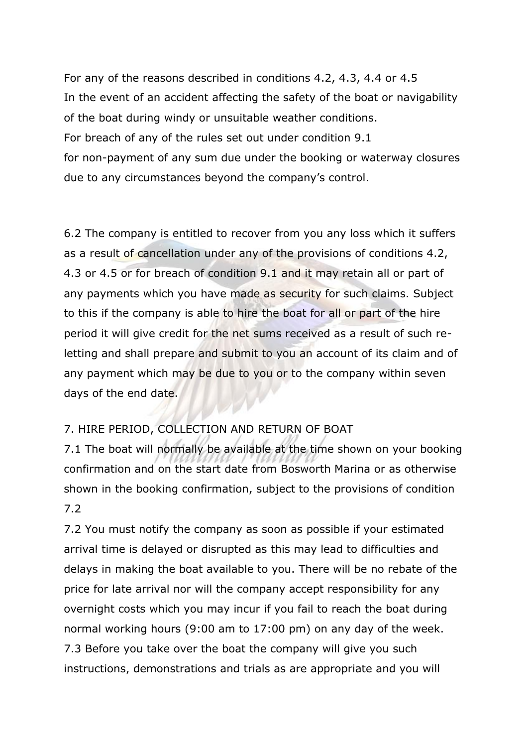For any of the reasons described in conditions 4.2, 4.3, 4.4 or 4.5
In the event of an accident affecting the safety of the boat or navigability of the boat during windy or unsuitable weather conditions.
For breach of any of the rules set out under condition 9.1
for non-payment of any sum due under the booking or waterway closures due to any circumstances beyond the company's control.

6.2 The company is entitled to recover from you any loss which it suffers as a result of cancellation under any of the provisions of conditions 4.2, 4.3 or 4.5 or for breach of condition 9.1 and it may retain all or part of any payments which you have made as security for such claims. Subject to this if the company is able to hire the boat for all or part of the hire period it will give credit for the net sums received as a result of such re-letting and shall prepare and submit to you an account of its claim and of any payment which may be due to you or to the company within seven days of the end date.

7. HIRE PERIOD, COLLECTION AND RETURN OF BOAT

7.1 The boat will normally be available at the time shown on your booking confirmation and on the start date from Bosworth Marina or as otherwise shown in the booking confirmation, subject to the provisions of condition 7.2

7.2 You must notify the company as soon as possible if your estimated arrival time is delayed or disrupted as this may lead to difficulties and delays in making the boat available to you. There will be no rebate of the price for late arrival nor will the company accept responsibility for any overnight costs which you may incur if you fail to reach the boat during normal working hours (9:00 am to 17:00 pm) on any day of the week.

7.3 Before you take over the boat the company will give you such instructions, demonstrations and trials as are appropriate and you will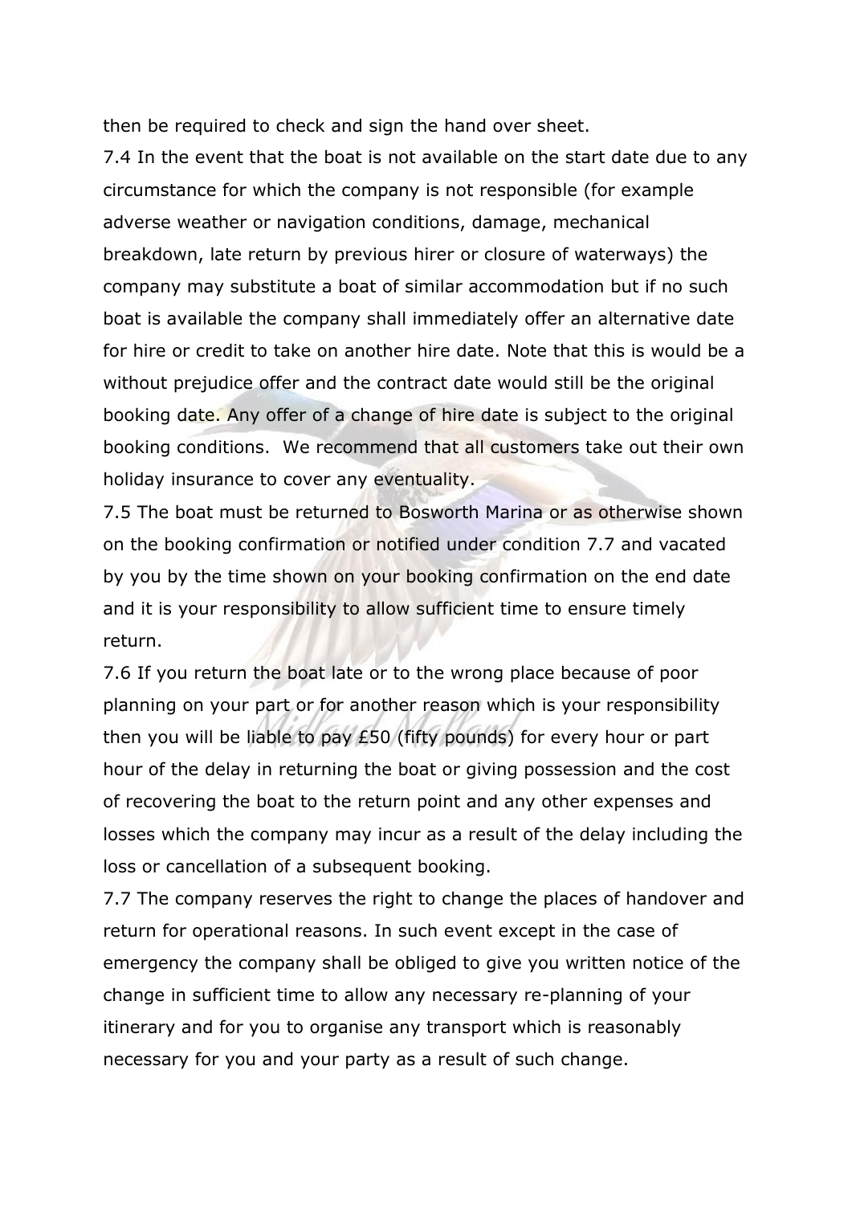then be required to check and sign the hand over sheet.

7.4 In the event that the boat is not available on the start date due to any circumstance for which the company is not responsible (for example adverse weather or navigation conditions, damage, mechanical breakdown, late return by previous hirer or closure of waterways) the company may substitute a boat of similar accommodation but if no such boat is available the company shall immediately offer an alternative date for hire or credit to take on another hire date. Note that this is would be a without prejudice offer and the contract date would still be the original booking date. Any offer of a change of hire date is subject to the original booking conditions. We recommend that all customers take out their own holiday insurance to cover any eventuality.

7.5 The boat must be returned to Bosworth Marina or as otherwise shown on the booking confirmation or notified under condition 7.7 and vacated by you by the time shown on your booking confirmation on the end date and it is your responsibility to allow sufficient time to ensure timely return.

7.6 If you return the boat late or to the wrong place because of poor planning on your part or for another reason which is your responsibility then you will be liable to pay £50 (fifty pounds) for every hour or part hour of the delay in returning the boat or giving possession and the cost of recovering the boat to the return point and any other expenses and losses which the company may incur as a result of the delay including the loss or cancellation of a subsequent booking.

7.7 The company reserves the right to change the places of handover and return for operational reasons. In such event except in the case of emergency the company shall be obliged to give you written notice of the change in sufficient time to allow any necessary re-planning of your itinerary and for you to organise any transport which is reasonably necessary for you and your party as a result of such change.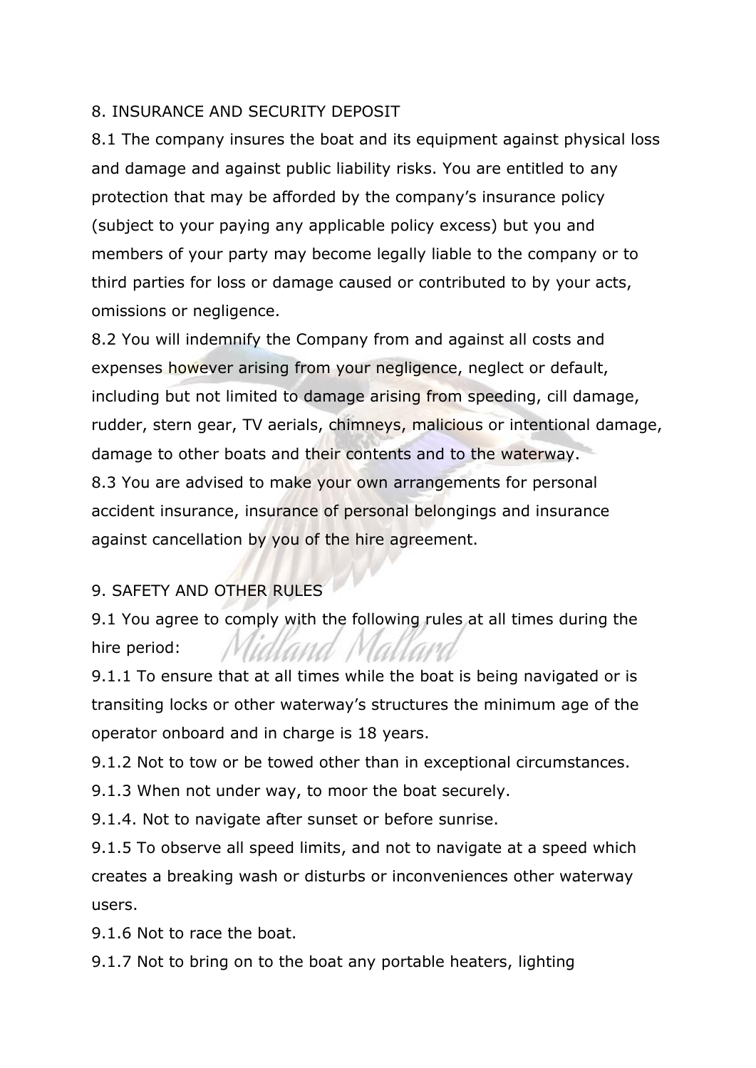## 8. INSURANCE AND SECURITY DEPOSIT

8.1 The company insures the boat and its equipment against physical loss and damage and against public liability risks. You are entitled to any protection that may be afforded by the company's insurance policy (subject to your paying any applicable policy excess) but you and members of your party may become legally liable to the company or to third parties for loss or damage caused or contributed to by your acts, omissions or negligence.

8.2 You will indemnify the Company from and against all costs and expenses however arising from your negligence, neglect or default, including but not limited to damage arising from speeding, cill damage, rudder, stern gear, TV aerials, chimneys, malicious or intentional damage, damage to other boats and their contents and to the waterway.

8.3 You are advised to make your own arrangements for personal accident insurance, insurance of personal belongings and insurance against cancellation by you of the hire agreement.

## 9. SAFETY AND OTHER RULES

9.1 You agree to comply with the following rules at all times during the hire period:

9.1.1 To ensure that at all times while the boat is being navigated or is transiting locks or other waterway's structures the minimum age of the operator onboard and in charge is 18 years.

9.1.2 Not to tow or be towed other than in exceptional circumstances.

9.1.3 When not under way, to moor the boat securely.

9.1.4. Not to navigate after sunset or before sunrise.

9.1.5 To observe all speed limits, and not to navigate at a speed which creates a breaking wash or disturbs or inconveniences other waterway users.

9.1.6 Not to race the boat.

9.1.7 Not to bring on to the boat any portable heaters, lighting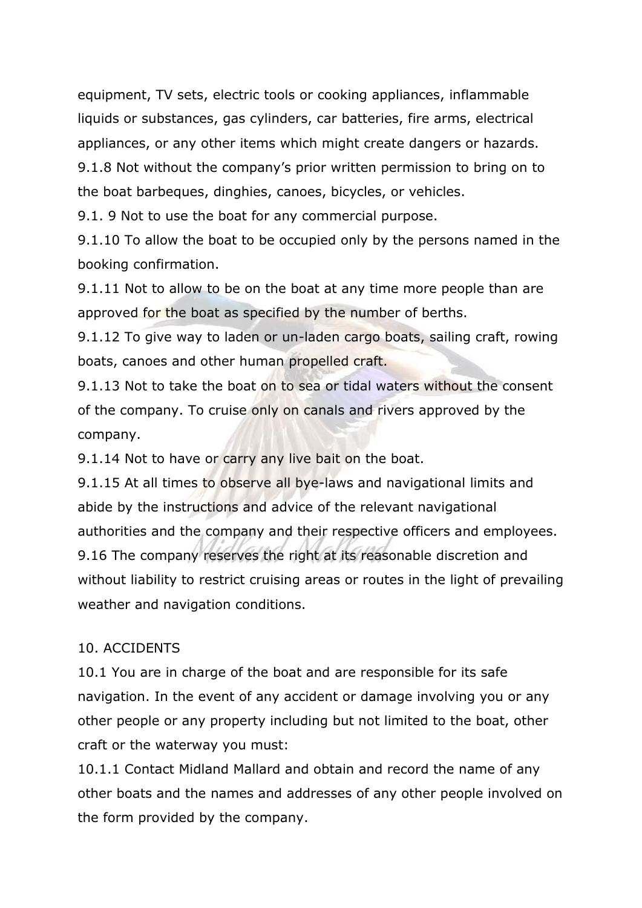equipment, TV sets, electric tools or cooking appliances, inflammable liquids or substances, gas cylinders, car batteries, fire arms, electrical appliances, or any other items which might create dangers or hazards.

9.1.8 Not without the company's prior written permission to bring on to the boat barbeques, dinghies, canoes, bicycles, or vehicles.

9.1. 9 Not to use the boat for any commercial purpose.

9.1.10 To allow the boat to be occupied only by the persons named in the booking confirmation.

9.1.11 Not to allow to be on the boat at any time more people than are approved for the boat as specified by the number of berths.

9.1.12 To give way to laden or un-laden cargo boats, sailing craft, rowing boats, canoes and other human propelled craft.

9.1.13 Not to take the boat on to sea or tidal waters without the consent of the company. To cruise only on canals and rivers approved by the company.

9.1.14 Not to have or carry any live bait on the boat.

9.1.15 At all times to observe all bye-laws and navigational limits and abide by the instructions and advice of the relevant navigational authorities and the company and their respective officers and employees.

9.16 The company reserves the right at its reasonable discretion and without liability to restrict cruising areas or routes in the light of prevailing weather and navigation conditions.

10. ACCIDENTS

10.1 You are in charge of the boat and are responsible for its safe navigation. In the event of any accident or damage involving you or any other people or any property including but not limited to the boat, other craft or the waterway you must:

10.1.1 Contact Midland Mallard and obtain and record the name of any other boats and the names and addresses of any other people involved on the form provided by the company.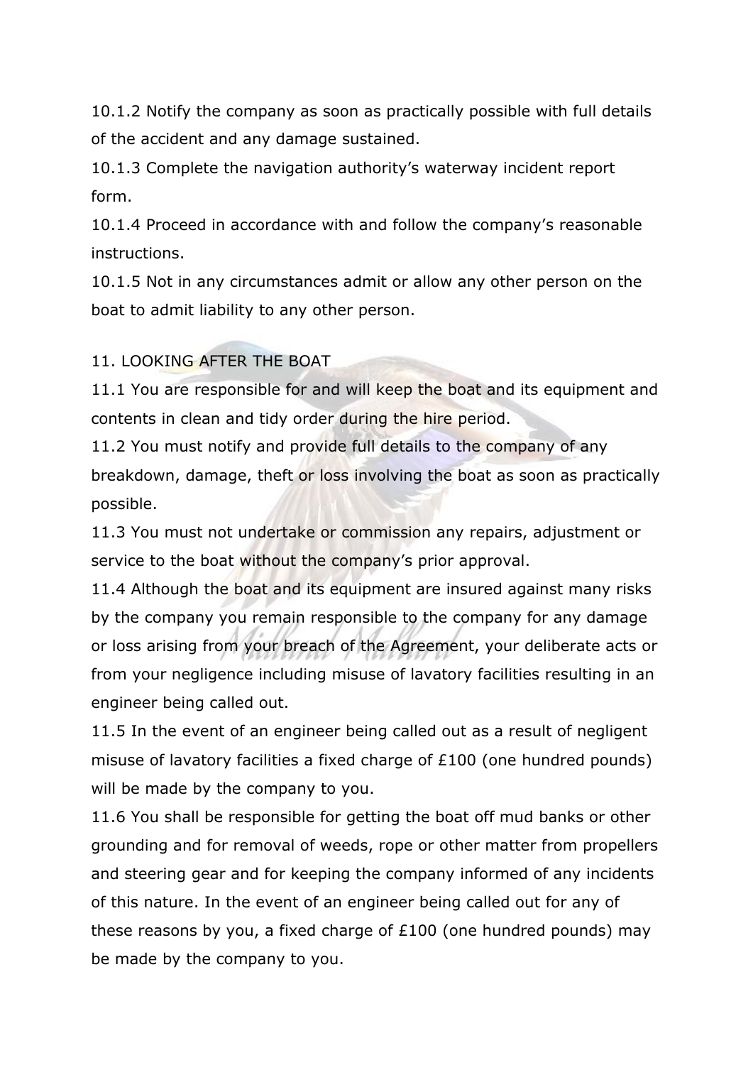10.1.2 Notify the company as soon as practically possible with full details of the accident and any damage sustained.

10.1.3 Complete the navigation authority's waterway incident report form.

10.1.4 Proceed in accordance with and follow the company's reasonable instructions.

10.1.5 Not in any circumstances admit or allow any other person on the boat to admit liability to any other person.

## 11. LOOKING AFTER THE BOAT

11.1 You are responsible for and will keep the boat and its equipment and contents in clean and tidy order during the hire period.

11.2 You must notify and provide full details to the company of any breakdown, damage, theft or loss involving the boat as soon as practically possible.

11.3 You must not undertake or commission any repairs, adjustment or service to the boat without the company's prior approval.

11.4 Although the boat and its equipment are insured against many risks by the company you remain responsible to the company for any damage or loss arising from your breach of the Agreement, your deliberate acts or from your negligence including misuse of lavatory facilities resulting in an engineer being called out.

11.5 In the event of an engineer being called out as a result of negligent misuse of lavatory facilities a fixed charge of £100 (one hundred pounds) will be made by the company to you.

11.6 You shall be responsible for getting the boat off mud banks or other grounding and for removal of weeds, rope or other matter from propellers and steering gear and for keeping the company informed of any incidents of this nature. In the event of an engineer being called out for any of these reasons by you, a fixed charge of £100 (one hundred pounds) may be made by the company to you.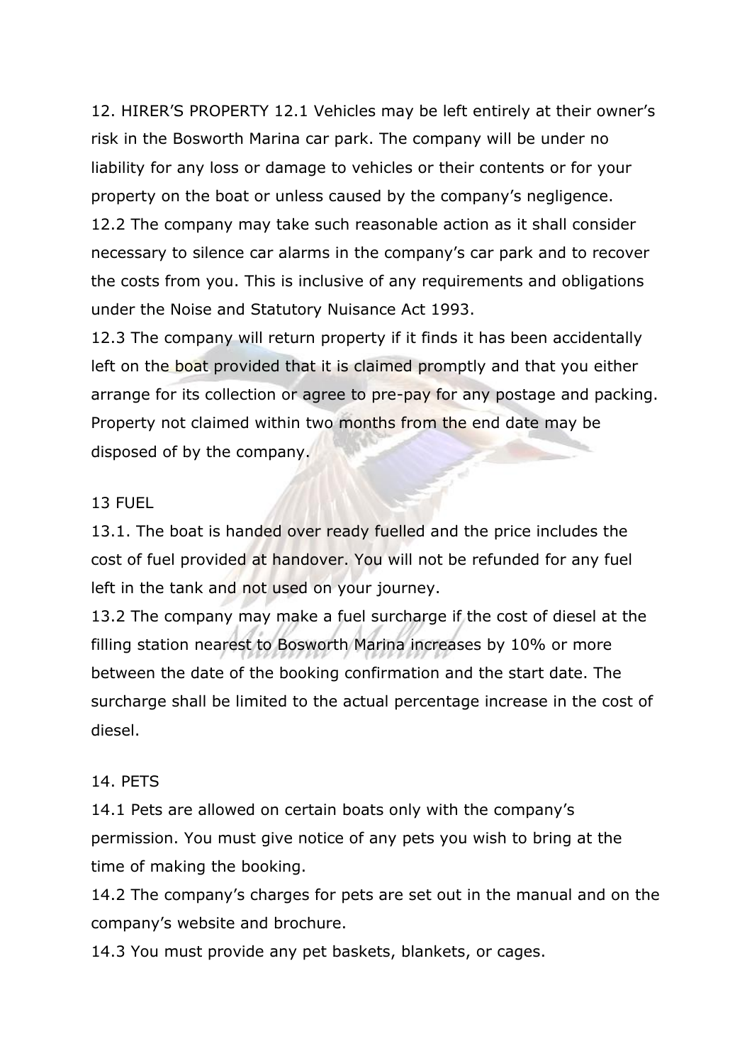12. HIRER’S PROPERTY 12.1 Vehicles may be left entirely at their owner’s risk in the Bosworth Marina car park. The company will be under no liability for any loss or damage to vehicles or their contents or for your property on the boat or unless caused by the company’s negligence.

12.2 The company may take such reasonable action as it shall consider necessary to silence car alarms in the company’s car park and to recover the costs from you. This is inclusive of any requirements and obligations under the Noise and Statutory Nuisance Act 1993.

12.3 The company will return property if it finds it has been accidentally left on the boat provided that it is claimed promptly and that you either arrange for its collection or agree to pre-pay for any postage and packing. Property not claimed within two months from the end date may be disposed of by the company.

13 FUEL

13.1. The boat is handed over ready fuelled and the price includes the cost of fuel provided at handover. You will not be refunded for any fuel left in the tank and not used on your journey.

13.2 The company may make a fuel surcharge if the cost of diesel at the filling station nearest to Bosworth Marina increases by 10% or more between the date of the booking confirmation and the start date. The surcharge shall be limited to the actual percentage increase in the cost of diesel.

14. PETS

14.1 Pets are allowed on certain boats only with the company’s permission. You must give notice of any pets you wish to bring at the time of making the booking.

14.2 The company’s charges for pets are set out in the manual and on the company’s website and brochure.

14.3 You must provide any pet baskets, blankets, or cages.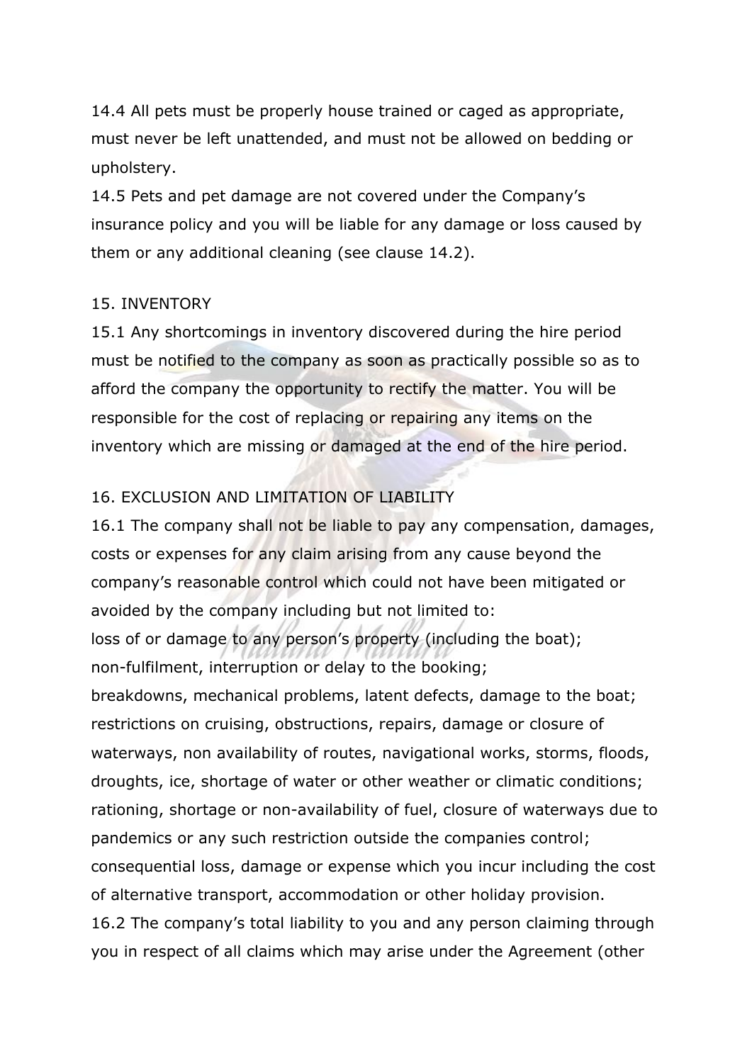14.4 All pets must be properly house trained or caged as appropriate, must never be left unattended, and must not be allowed on bedding or upholstery.

14.5 Pets and pet damage are not covered under the Company's insurance policy and you will be liable for any damage or loss caused by them or any additional cleaning (see clause 14.2).

## 15. INVENTORY

15.1 Any shortcomings in inventory discovered during the hire period must be notified to the company as soon as practically possible so as to afford the company the opportunity to rectify the matter. You will be responsible for the cost of replacing or repairing any items on the inventory which are missing or damaged at the end of the hire period.

## 16. EXCLUSION AND LIMITATION OF LIABILITY

16.1 The company shall not be liable to pay any compensation, damages, costs or expenses for any claim arising from any cause beyond the company's reasonable control which could not have been mitigated or avoided by the company including but not limited to:

loss of or damage to any person's property (including the boat);

non-fulfilment, interruption or delay to the booking;

breakdowns, mechanical problems, latent defects, damage to the boat;

restrictions on cruising, obstructions, repairs, damage or closure of waterways, non availability of routes, navigational works, storms, floods, droughts, ice, shortage of water or other weather or climatic conditions;

rationing, shortage or non-availability of fuel, closure of waterways due to pandemics or any such restriction outside the companies control;

consequential loss, damage or expense which you incur including the cost of alternative transport, accommodation or other holiday provision.

16.2 The company's total liability to you and any person claiming through you in respect of all claims which may arise under the Agreement (other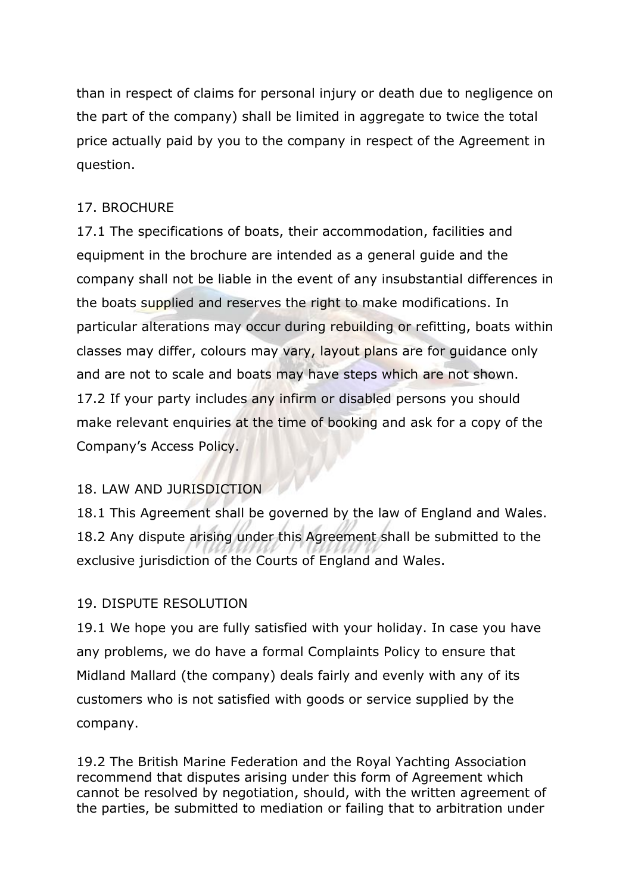than in respect of claims for personal injury or death due to negligence on the part of the company) shall be limited in aggregate to twice the total price actually paid by you to the company in respect of the Agreement in question.

17. BROCHURE

17.1 The specifications of boats, their accommodation, facilities and equipment in the brochure are intended as a general guide and the company shall not be liable in the event of any insubstantial differences in the boats supplied and reserves the right to make modifications. In particular alterations may occur during rebuilding or refitting, boats within classes may differ, colours may vary, layout plans are for guidance only and are not to scale and boats may have steps which are not shown.

17.2 If your party includes any infirm or disabled persons you should make relevant enquiries at the time of booking and ask for a copy of the Company's Access Policy.

18. LAW AND JURISDICTION

18.1 This Agreement shall be governed by the law of England and Wales.

18.2 Any dispute arising under this Agreement shall be submitted to the exclusive jurisdiction of the Courts of England and Wales.

19. DISPUTE RESOLUTION

19.1 We hope you are fully satisfied with your holiday. In case you have any problems, we do have a formal Complaints Policy to ensure that Midland Mallard (the company) deals fairly and evenly with any of its customers who is not satisfied with goods or service supplied by the company.

19.2 The British Marine Federation and the Royal Yachting Association recommend that disputes arising under this form of Agreement which cannot be resolved by negotiation, should, with the written agreement of the parties, be submitted to mediation or failing that to arbitration under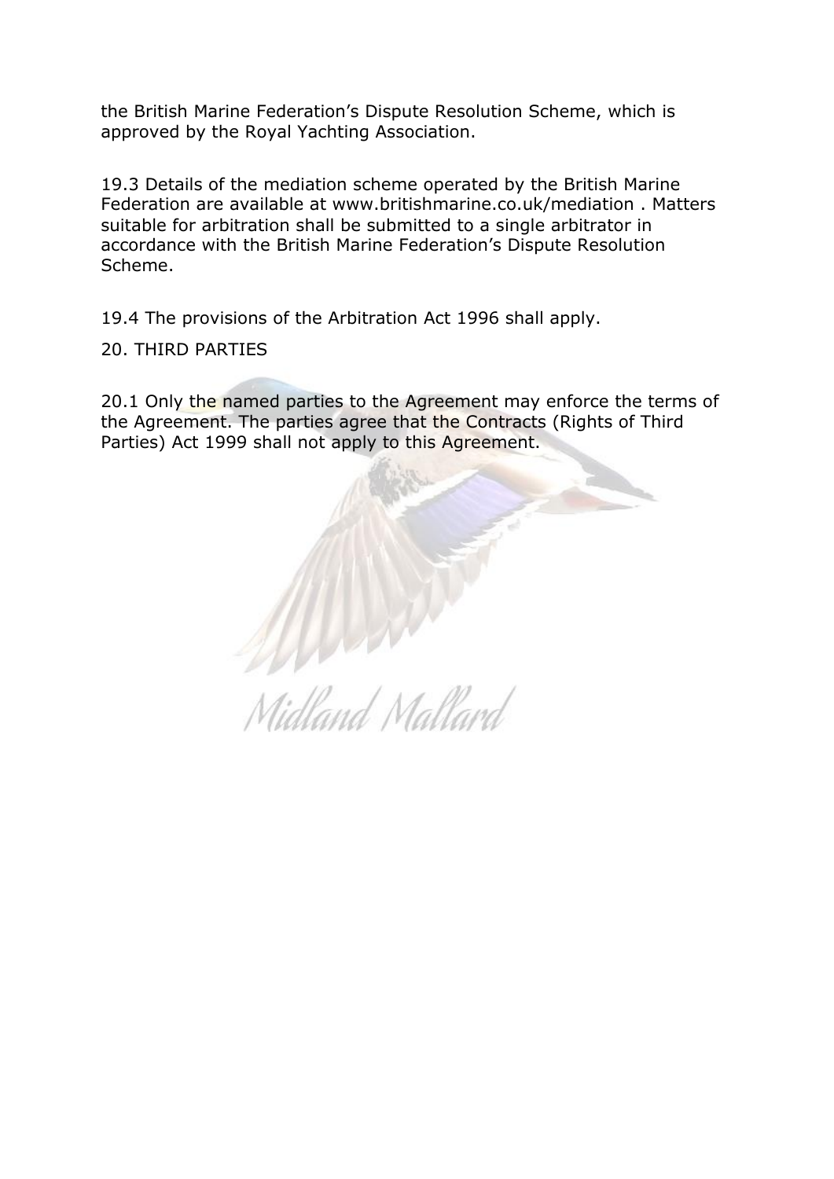the British Marine Federation’s Dispute Resolution Scheme, which is approved by the Royal Yachting Association.

19.3 Details of the mediation scheme operated by the British Marine Federation are available at www.britishmarine.co.uk/mediation . Matters suitable for arbitration shall be submitted to a single arbitrator in accordance with the British Marine Federation’s Dispute Resolution Scheme.

19.4 The provisions of the Arbitration Act 1996 shall apply.

20. THIRD PARTIES

20.1 Only the named parties to the Agreement may enforce the terms of the Agreement. The parties agree that the Contracts (Rights of Third Parties) Act 1999 shall not apply to this Agreement.